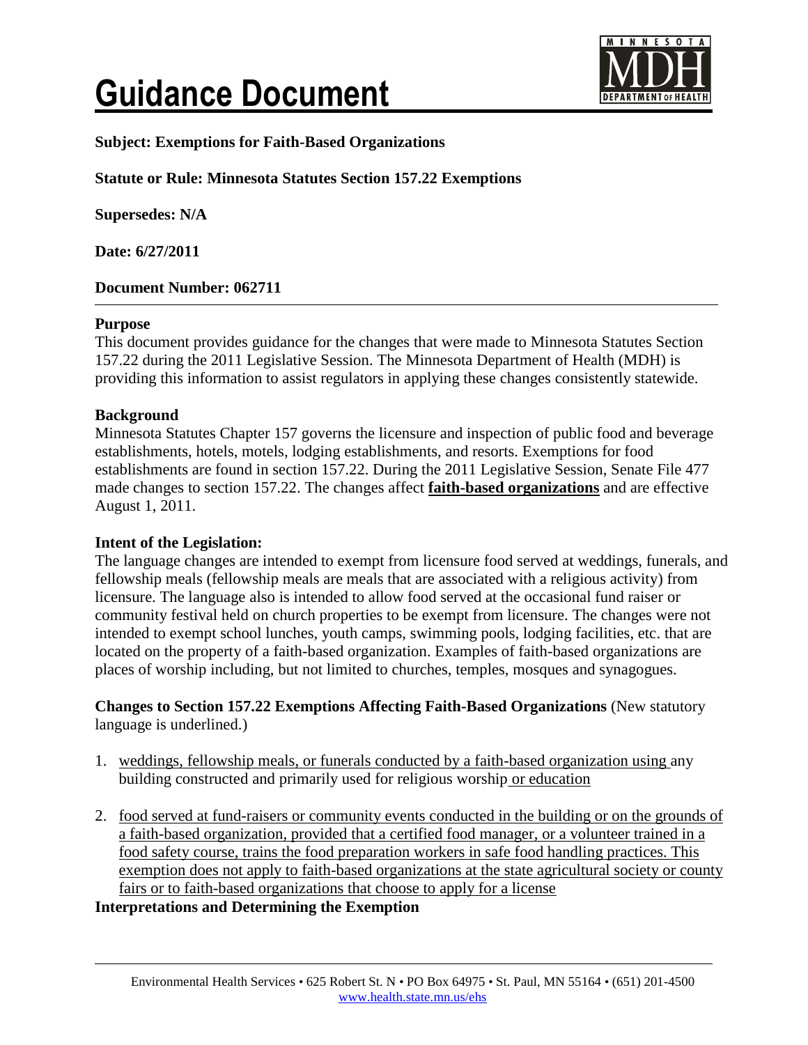# Guidance Document

**Subject: Exemptions for Faith-Based Organizations**

**Statute or Rule: Minnesota Statutes Section 157.22 Exemptions**

**Supersedes: N/A**

**Date: 6/27/2011**

**Document Number: 062711**

---

**Purpose**

This document provides guidance for the changes that were made to Minnesota Statutes Section 157.22 during the 2011 Legislative Session. The Minnesota Department of Health (MDH) is providing this information to assist regulators in applying these changes consistently statewide.

**Background**

Minnesota Statutes Chapter 157 governs the licensure and inspection of public food and beverage establishments, hotels, motels, lodging establishments, and resorts. Exemptions for food establishments are found in section 157.22. During the 2011 Legislative Session, Senate File 477 made changes to section 157.22. The changes affect <u>**faith-based organizations**</u> and are effective August 1, 2011.

**Intent of the Legislation:**

The language changes are intended to exempt from licensure food served at weddings, funerals, and fellowship meals (fellowship meals are meals that are associated with a religious activity) from licensure. The language also is intended to allow food served at the occasional fund raiser or community festival held on church properties to be exempt from licensure. The changes were not intended to exempt school lunches, youth camps, swimming pools, lodging facilities, etc. that are located on the property of a faith-based organization. Examples of faith-based organizations are places of worship including, but not limited to churches, temples, mosques and synagogues.

**Changes to Section 157.22 Exemptions Affecting Faith-Based Organizations** (New statutory language is underlined.)

1. <u>weddings, fellowship meals, or funerals conducted by a faith-based organization using</u> any building constructed and primarily used for religious worship<u> or education</u>

2. <u>food served at fund-raisers or community events conducted in the building or on the grounds of a faith-based organization, provided that a certified food manager, or a volunteer trained in a food safety course, trains the food preparation workers in safe food handling practices. This exemption does not apply to faith-based organizations at the state agricultural society or county fairs or to faith-based organizations that choose to apply for a license</u>

**Interpretations and Determining the Exemption**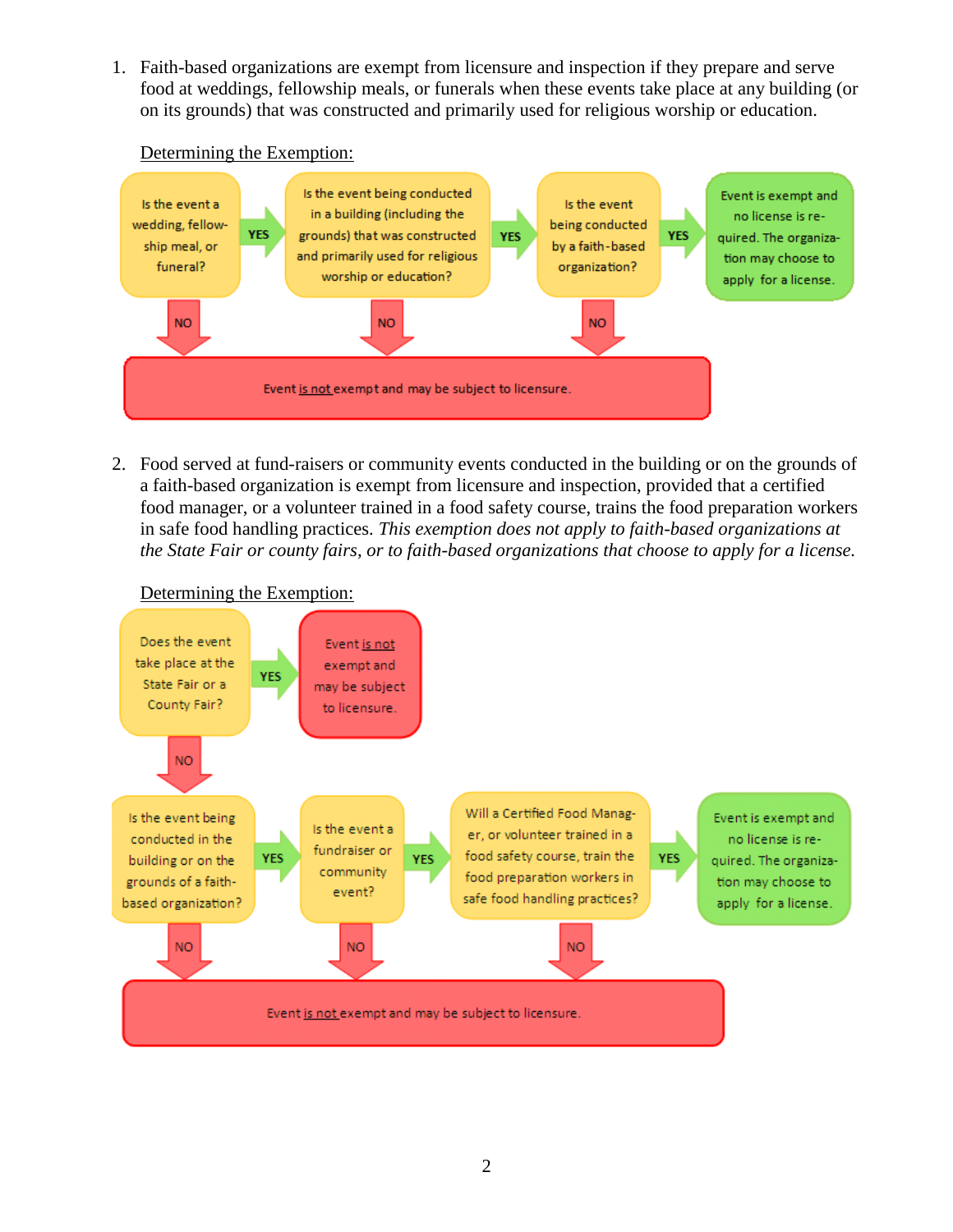1. Faith-based organizations are exempt from licensure and inspection if they prepare and serve food at weddings, fellowship meals, or funerals when these events take place at any building (or on its grounds) that was constructed and primarily used for religious worship or education.

   Determining the Exemption:

   - Is the event a wedding, fellowship meal, or funeral?
     - YES → Is the event being conducted in a building (including the grounds) that was constructed and primarily used for religious worship or education?
       - YES → Is the event being conducted by a faith-based organization?
         - YES → Event is exempt and no license is required. The organization may choose to apply for a license.
         - NO → Event is not exempt and may be subject to licensure.
       - NO → Event is not exempt and may be subject to licensure.
     - NO → Event is not exempt and may be subject to licensure.

2. Food served at fund-raisers or community events conducted in the building or on the grounds of a faith-based organization is exempt from licensure and inspection, provided that a certified food manager, or a volunteer trained in a food safety course, trains the food preparation workers in safe food handling practices. *This exemption does not apply to faith-based organizations at the State Fair or county fairs, or to faith-based organizations that choose to apply for a license.*

   Determining the Exemption:

   - Does the event take place at the State Fair or a County Fair?
     - YES → Event is not exempt and may be subject to licensure.
     - NO → Is the event being conducted in the building or on the grounds of a faith-based organization?
       - YES → Is the event a fundraiser or community event?
         - YES → Will a Certified Food Manager, or volunteer trained in a food safety course, train the food preparation workers in safe food handling practices?
           - YES → Event is exempt and no license is required. The organization may choose to apply for a license.
           - NO → Event is not exempt and may be subject to licensure.
         - NO → Event is not exempt and may be subject to licensure.
       - NO → Event is not exempt and may be subject to licensure.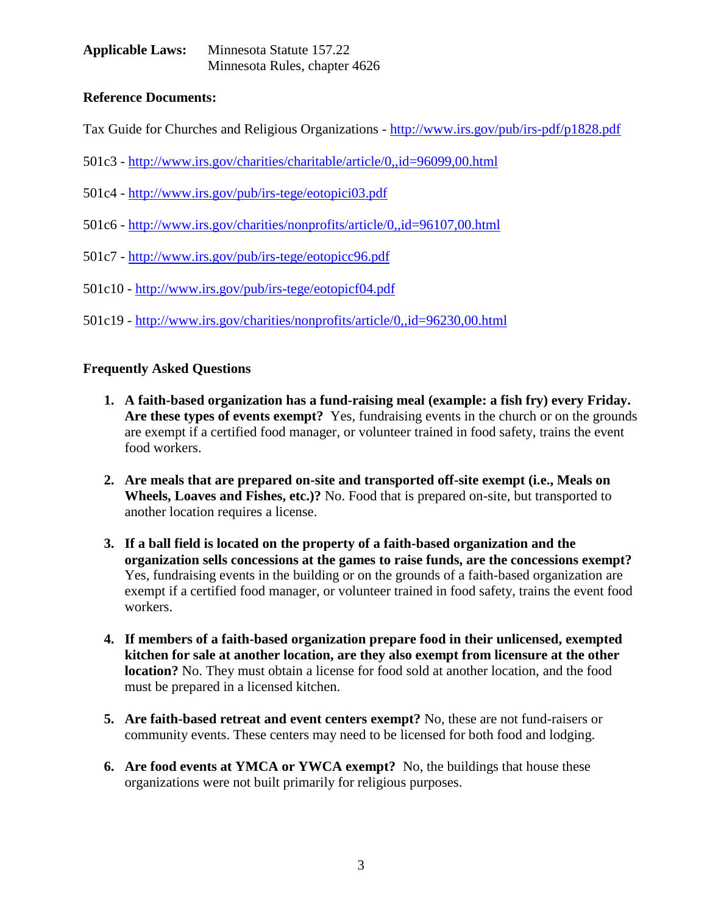**Applicable Laws:** Minnesota Statute 157.22
Minnesota Rules, chapter 4626

**Reference Documents:**

Tax Guide for Churches and Religious Organizations - http://www.irs.gov/pub/irs-pdf/p1828.pdf

501c3 - http://www.irs.gov/charities/charitable/article/0,,id=96099,00.html

501c4 - http://www.irs.gov/pub/irs-tege/eotopici03.pdf

501c6 - http://www.irs.gov/charities/nonprofits/article/0,,id=96107,00.html

501c7 - http://www.irs.gov/pub/irs-tege/eotopicc96.pdf

501c10 - http://www.irs.gov/pub/irs-tege/eotopicf04.pdf

501c19 - http://www.irs.gov/charities/nonprofits/article/0,,id=96230,00.html

**Frequently Asked Questions**

1. **A faith-based organization has a fund-raising meal (example: a fish fry) every Friday. Are these types of events exempt?** Yes, fundraising events in the church or on the grounds are exempt if a certified food manager, or volunteer trained in food safety, trains the event food workers.

2. **Are meals that are prepared on-site and transported off-site exempt (i.e., Meals on Wheels, Loaves and Fishes, etc.)?** No. Food that is prepared on-site, but transported to another location requires a license.

3. **If a ball field is located on the property of a faith-based organization and the organization sells concessions at the games to raise funds, are the concessions exempt?** Yes, fundraising events in the building or on the grounds of a faith-based organization are exempt if a certified food manager, or volunteer trained in food safety, trains the event food workers.

4. **If members of a faith-based organization prepare food in their unlicensed, exempted kitchen for sale at another location, are they also exempt from licensure at the other location?** No. They must obtain a license for food sold at another location, and the food must be prepared in a licensed kitchen.

5. **Are faith-based retreat and event centers exempt?** No, these are not fund-raisers or community events. These centers may need to be licensed for both food and lodging.

6. **Are food events at YMCA or YWCA exempt?** No, the buildings that house these organizations were not built primarily for religious purposes.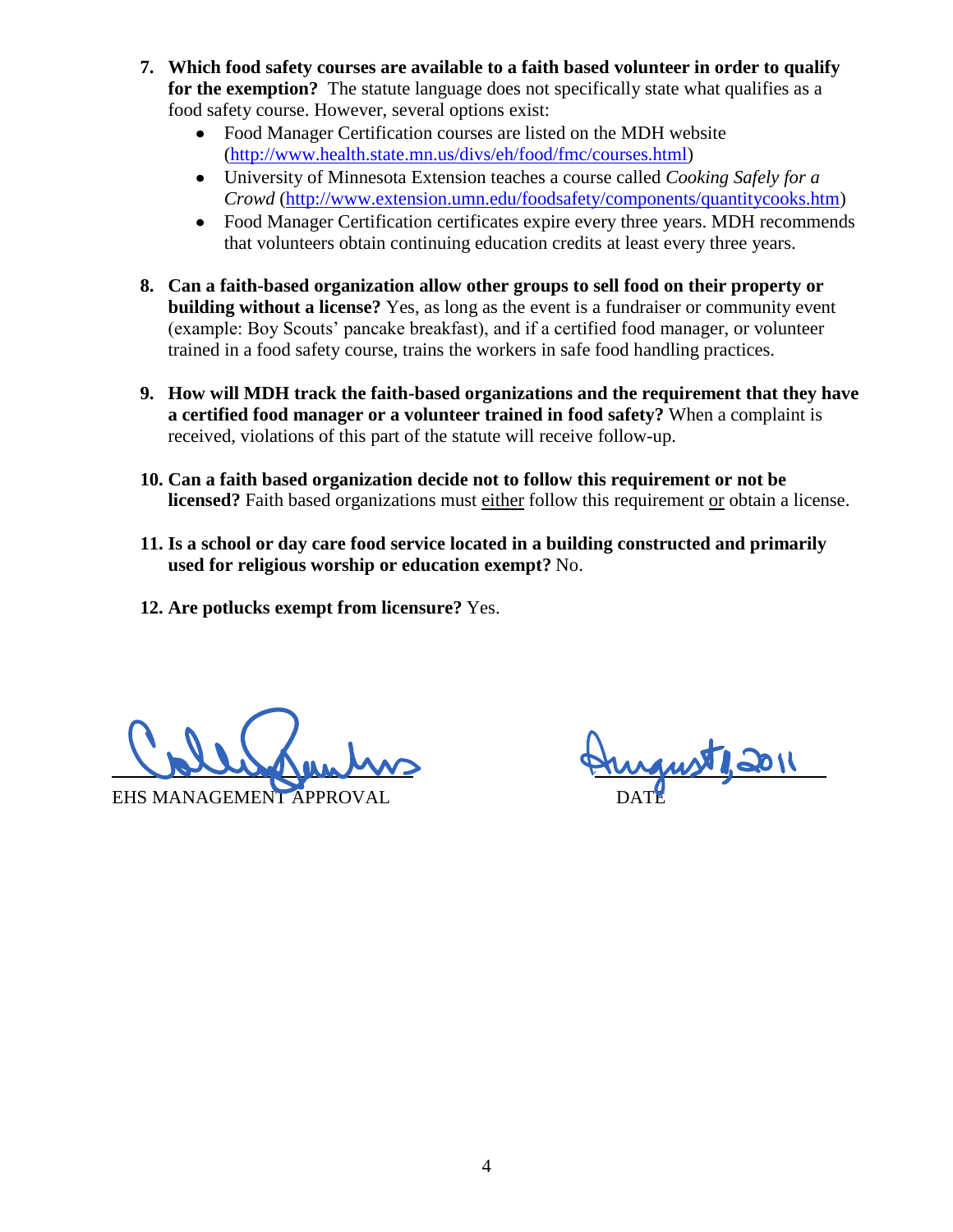7. **Which food safety courses are available to a faith based volunteer in order to qualify for the exemption?** The statute language does not specifically state what qualifies as a food safety course. However, several options exist:
   - Food Manager Certification courses are listed on the MDH website (http://www.health.state.mn.us/divs/eh/food/fmc/courses.html)
   - University of Minnesota Extension teaches a course called *Cooking Safely for a Crowd* (http://www.extension.umn.edu/foodsafety/components/quantitycooks.htm)
   - Food Manager Certification certificates expire every three years. MDH recommends that volunteers obtain continuing education credits at least every three years.

8. **Can a faith-based organization allow other groups to sell food on their property or building without a license?** Yes, as long as the event is a fundraiser or community event (example: Boy Scouts' pancake breakfast), and if a certified food manager, or volunteer trained in a food safety course, trains the workers in safe food handling practices.

9. **How will MDH track the faith-based organizations and the requirement that they have a certified food manager or a volunteer trained in food safety?** When a complaint is received, violations of this part of the statute will receive follow-up.

10. **Can a faith based organization decide not to follow this requirement or not be licensed?** Faith based organizations must either follow this requirement or obtain a license.

11. **Is a school or day care food service located in a building constructed and primarily used for religious worship or education exempt?** No.

12. **Are potlucks exempt from licensure?** Yes.

[Signature]

EHS MANAGEMENT APPROVAL

August 1, 2011

DATE